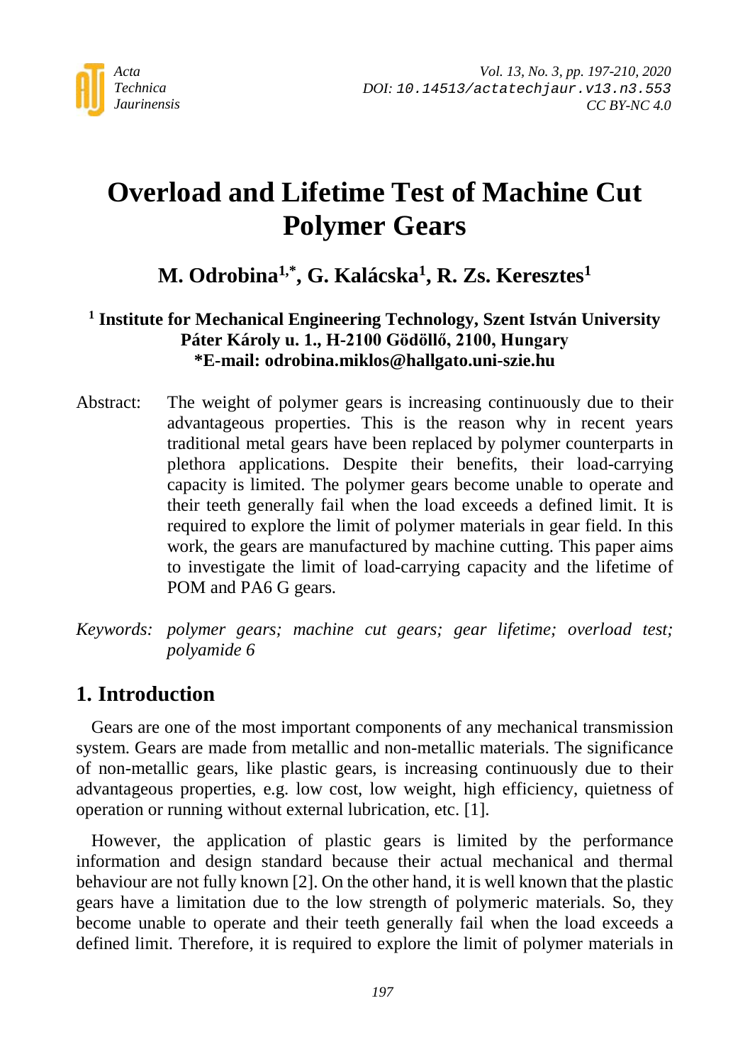# Overload and Lifetime Test of Machine Cut Polymer Gears

**M. Odrobina[1,*], G. Kalácska[1], R. Zs. Keresztes[1]**

**[1] Institute for Mechanical Engineering Technology, Szent István University**
**Páter Károly u. 1., H-2100 Gödöllő, 2100, Hungary**
**\*E-mail: odrobina.miklos@hallgato.uni-szie.hu**

Abstract: The weight of polymer gears is increasing continuously due to their advantageous properties. This is the reason why in recent years traditional metal gears have been replaced by polymer counterparts in plethora applications. Despite their benefits, their load-carrying capacity is limited. The polymer gears become unable to operate and their teeth generally fail when the load exceeds a defined limit. It is required to explore the limit of polymer materials in gear field. In this work, the gears are manufactured by machine cutting. This paper aims to investigate the limit of load-carrying capacity and the lifetime of POM and PA6 G gears.

*Keywords: polymer gears; machine cut gears; gear lifetime; overload test; polyamide 6*

## 1. Introduction

Gears are one of the most important components of any mechanical transmission system. Gears are made from metallic and non-metallic materials. The significance of non-metallic gears, like plastic gears, is increasing continuously due to their advantageous properties, e.g. low cost, low weight, high efficiency, quietness of operation or running without external lubrication, etc. [1].

However, the application of plastic gears is limited by the performance information and design standard because their actual mechanical and thermal behaviour are not fully known [2]. On the other hand, it is well known that the plastic gears have a limitation due to the low strength of polymeric materials. So, they become unable to operate and their teeth generally fail when the load exceeds a defined limit. Therefore, it is required to explore the limit of polymer materials in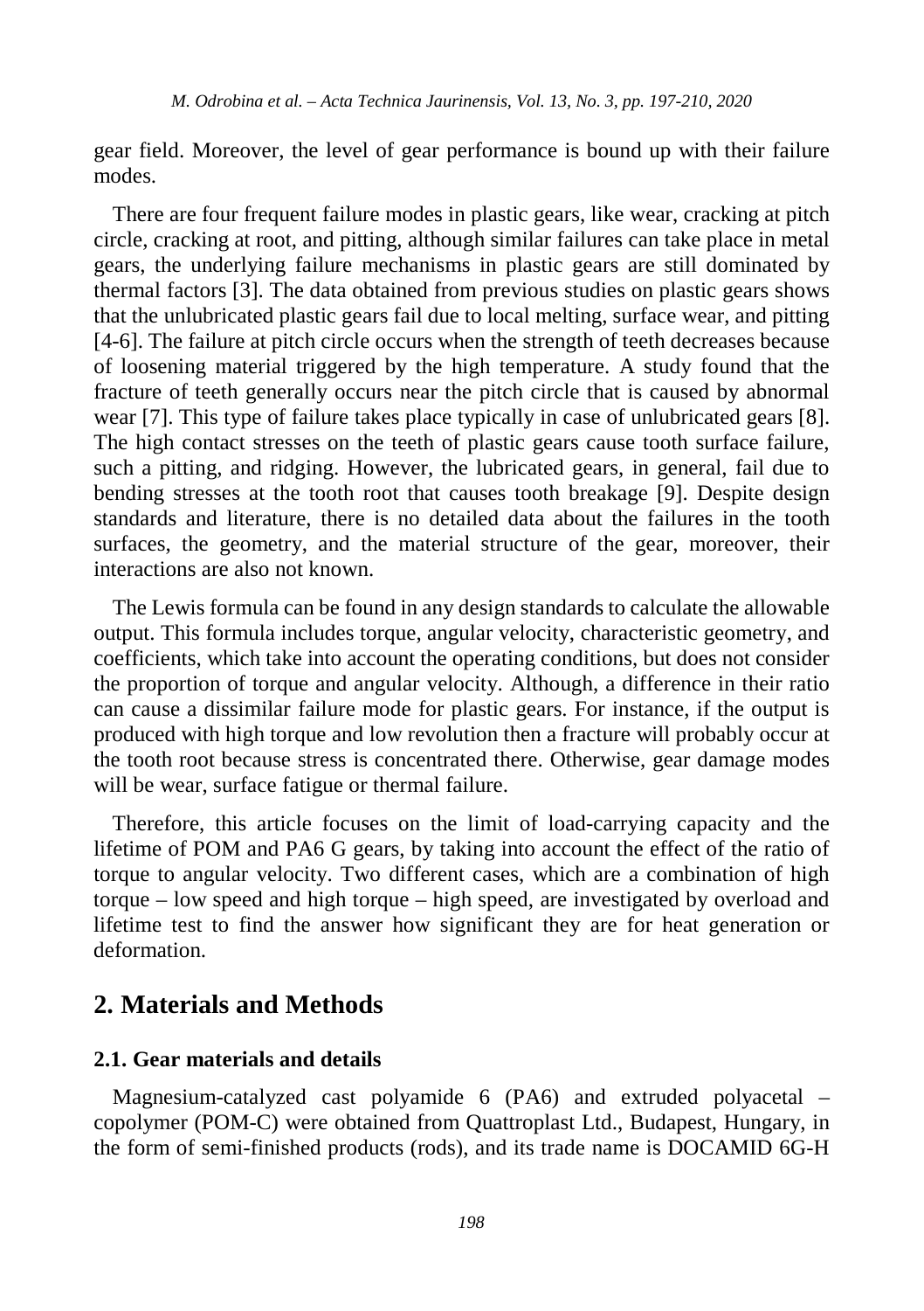gear field. Moreover, the level of gear performance is bound up with their failure modes.

There are four frequent failure modes in plastic gears, like wear, cracking at pitch circle, cracking at root, and pitting, although similar failures can take place in metal gears, the underlying failure mechanisms in plastic gears are still dominated by thermal factors [3]. The data obtained from previous studies on plastic gears shows that the unlubricated plastic gears fail due to local melting, surface wear, and pitting [4-6]. The failure at pitch circle occurs when the strength of teeth decreases because of loosening material triggered by the high temperature. A study found that the fracture of teeth generally occurs near the pitch circle that is caused by abnormal wear [7]. This type of failure takes place typically in case of unlubricated gears [8]. The high contact stresses on the teeth of plastic gears cause tooth surface failure, such a pitting, and ridging. However, the lubricated gears, in general, fail due to bending stresses at the tooth root that causes tooth breakage [9]. Despite design standards and literature, there is no detailed data about the failures in the tooth surfaces, the geometry, and the material structure of the gear, moreover, their interactions are also not known.

The Lewis formula can be found in any design standards to calculate the allowable output. This formula includes torque, angular velocity, characteristic geometry, and coefficients, which take into account the operating conditions, but does not consider the proportion of torque and angular velocity. Although, a difference in their ratio can cause a dissimilar failure mode for plastic gears. For instance, if the output is produced with high torque and low revolution then a fracture will probably occur at the tooth root because stress is concentrated there. Otherwise, gear damage modes will be wear, surface fatigue or thermal failure.

Therefore, this article focuses on the limit of load-carrying capacity and the lifetime of POM and PA6 G gears, by taking into account the effect of the ratio of torque to angular velocity. Two different cases, which are a combination of high torque – low speed and high torque – high speed, are investigated by overload and lifetime test to find the answer how significant they are for heat generation or deformation.

## 2. Materials and Methods

### 2.1. Gear materials and details

Magnesium-catalyzed cast polyamide 6 (PA6) and extruded polyacetal – copolymer (POM-C) were obtained from Quattroplast Ltd., Budapest, Hungary, in the form of semi-finished products (rods), and its trade name is DOCAMID 6G-H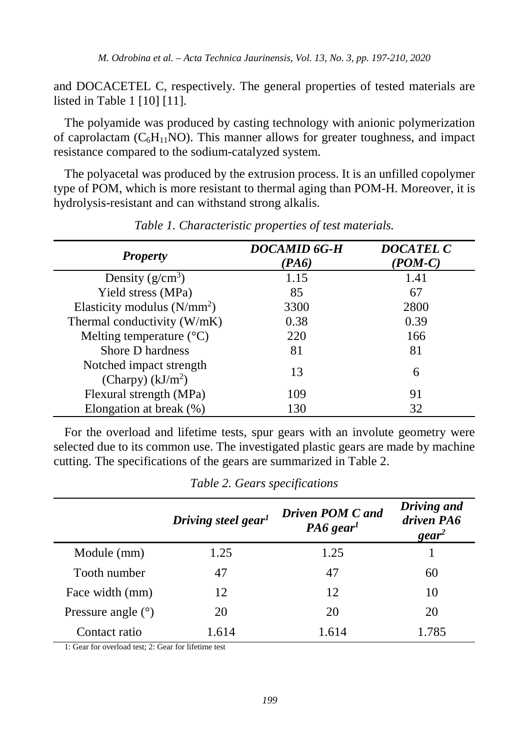and DOCACETEL C, respectively. The general properties of tested materials are listed in Table 1 [10] [11].

The polyamide was produced by casting technology with anionic polymerization of caprolactam ($C_6H_{11}NO$). This manner allows for greater toughness, and impact resistance compared to the sodium-catalyzed system.

The polyacetal was produced by the extrusion process. It is an unfilled copolymer type of POM, which is more resistant to thermal aging than POM-H. Moreover, it is hydrolysis-resistant and can withstand strong alkalis.

*Table 1. Characteristic properties of test materials.*

| *Property* | *DOCAMID 6G-H (PA6)* | *DOCATEL C (POM-C)* |
|---|---|---|
| Density ($g/cm^3$) | 1.15 | 1.41 |
| Yield stress (MPa) | 85 | 67 |
| Elasticity modulus ($N/mm^2$) | 3300 | 2800 |
| Thermal conductivity (W/mK) | 0.38 | 0.39 |
| Melting temperature (°C) | 220 | 166 |
| Shore D hardness | 81 | 81 |
| Notched impact strength (Charpy) ($kJ/m^2$) | 13 | 6 |
| Flexural strength (MPa) | 109 | 91 |
| Elongation at break (%) | 130 | 32 |

For the overload and lifetime tests, spur gears with an involute geometry were selected due to its common use. The investigated plastic gears are made by machine cutting. The specifications of the gears are summarized in Table 2.

*Table 2. Gears specifications*

| | *Driving steel gear[1]* | *Driven POM C and PA6 gear[1]* | *Driving and driven PA6 gear[2]* |
|---|---|---|---|
| Module (mm) | 1.25 | 1.25 | 1 |
| Tooth number | 47 | 47 | 60 |
| Face width (mm) | 12 | 12 | 10 |
| Pressure angle (°) | 20 | 20 | 20 |
| Contact ratio | 1.614 | 1.614 | 1.785 |

1: Gear for overload test; 2: Gear for lifetime test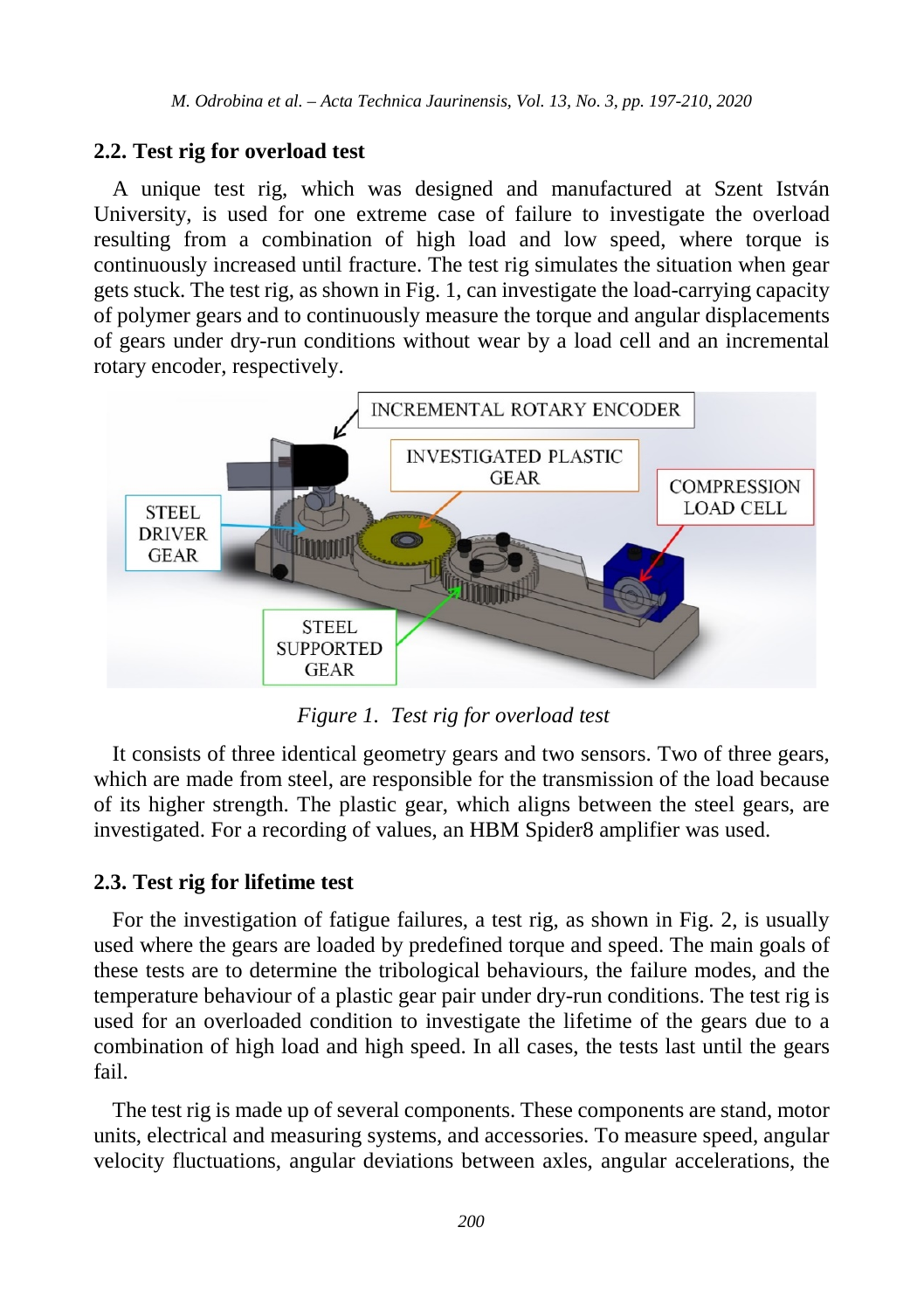## 2.2. Test rig for overload test

A unique test rig, which was designed and manufactured at Szent István University, is used for one extreme case of failure to investigate the overload resulting from a combination of high load and low speed, where torque is continuously increased until fracture. The test rig simulates the situation when gear gets stuck. The test rig, as shown in Fig. 1, can investigate the load-carrying capacity of polymer gears and to continuously measure the torque and angular displacements of gears under dry-run conditions without wear by a load cell and an incremental rotary encoder, respectively.

*Figure 1. Test rig for overload test*

It consists of three identical geometry gears and two sensors. Two of three gears, which are made from steel, are responsible for the transmission of the load because of its higher strength. The plastic gear, which aligns between the steel gears, are investigated. For a recording of values, an HBM Spider8 amplifier was used.

## 2.3. Test rig for lifetime test

For the investigation of fatigue failures, a test rig, as shown in Fig. 2, is usually used where the gears are loaded by predefined torque and speed. The main goals of these tests are to determine the tribological behaviours, the failure modes, and the temperature behaviour of a plastic gear pair under dry-run conditions. The test rig is used for an overloaded condition to investigate the lifetime of the gears due to a combination of high load and high speed. In all cases, the tests last until the gears fail.

The test rig is made up of several components. These components are stand, motor units, electrical and measuring systems, and accessories. To measure speed, angular velocity fluctuations, angular deviations between axles, angular accelerations, the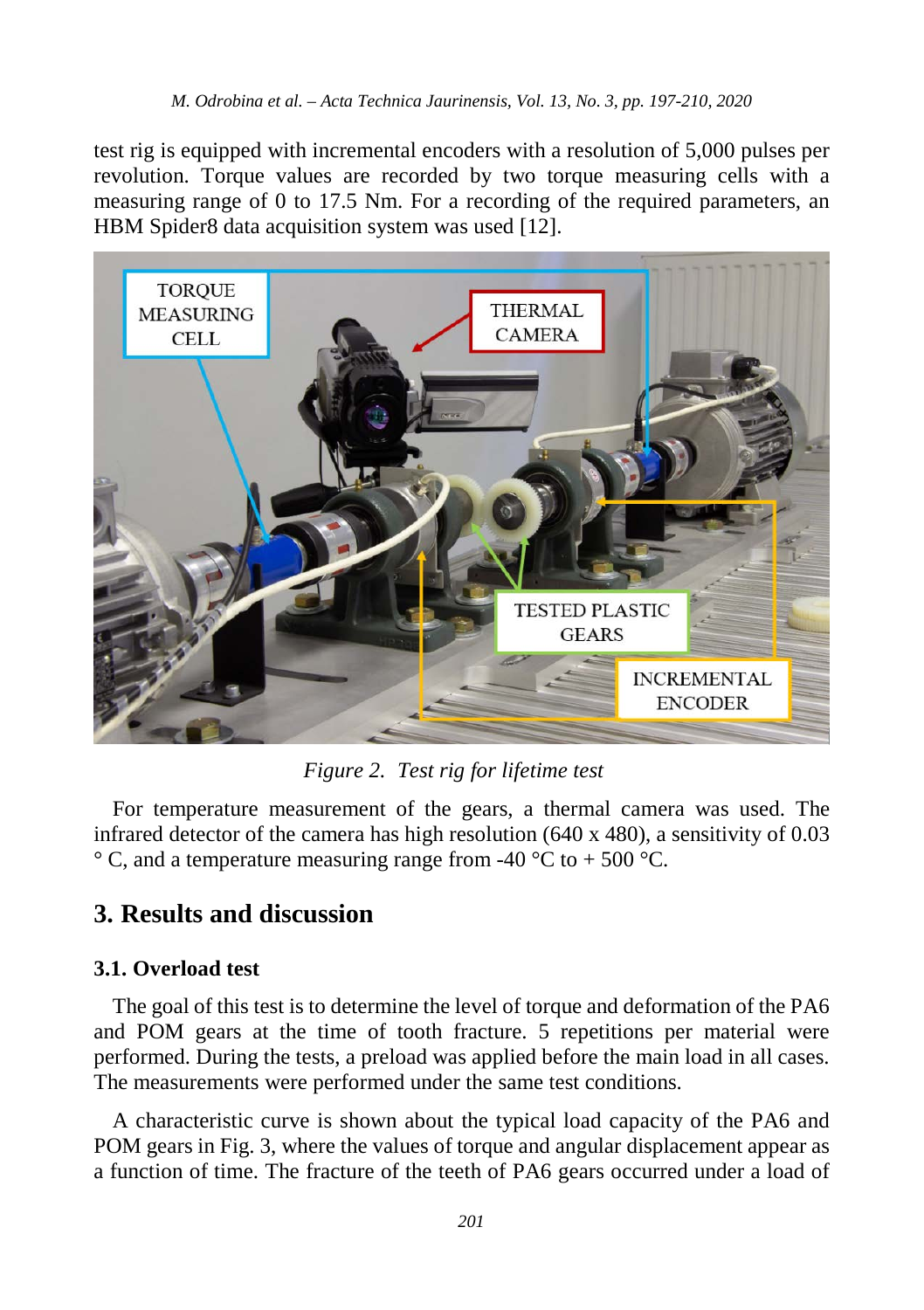test rig is equipped with incremental encoders with a resolution of 5,000 pulses per revolution. Torque values are recorded by two torque measuring cells with a measuring range of 0 to 17.5 Nm. For a recording of the required parameters, an HBM Spider8 data acquisition system was used [12].

*Figure 2. Test rig for lifetime test*

For temperature measurement of the gears, a thermal camera was used. The infrared detector of the camera has high resolution (640 x 480), a sensitivity of 0.03 ° C, and a temperature measuring range from -40 °C to + 500 °C.

## 3. Results and discussion

### 3.1. Overload test

The goal of this test is to determine the level of torque and deformation of the PA6 and POM gears at the time of tooth fracture. 5 repetitions per material were performed. During the tests, a preload was applied before the main load in all cases. The measurements were performed under the same test conditions.

A characteristic curve is shown about the typical load capacity of the PA6 and POM gears in Fig. 3, where the values of torque and angular displacement appear as a function of time. The fracture of the teeth of PA6 gears occurred under a load of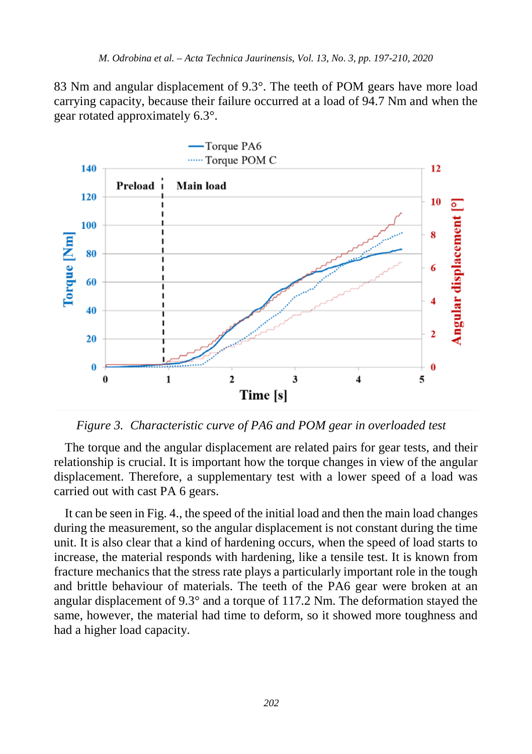83 Nm and angular displacement of 9.3°. The teeth of POM gears have more load carrying capacity, because their failure occurred at a load of 94.7 Nm and when the gear rotated approximately 6.3°.

*Figure 3. Characteristic curve of PA6 and POM gear in overloaded test*

The torque and the angular displacement are related pairs for gear tests, and their relationship is crucial. It is important how the torque changes in view of the angular displacement. Therefore, a supplementary test with a lower speed of a load was carried out with cast PA 6 gears.

It can be seen in Fig. 4., the speed of the initial load and then the main load changes during the measurement, so the angular displacement is not constant during the time unit. It is also clear that a kind of hardening occurs, when the speed of load starts to increase, the material responds with hardening, like a tensile test. It is known from fracture mechanics that the stress rate plays a particularly important role in the tough and brittle behaviour of materials. The teeth of the PA6 gear were broken at an angular displacement of 9.3° and a torque of 117.2 Nm. The deformation stayed the same, however, the material had time to deform, so it showed more toughness and had a higher load capacity.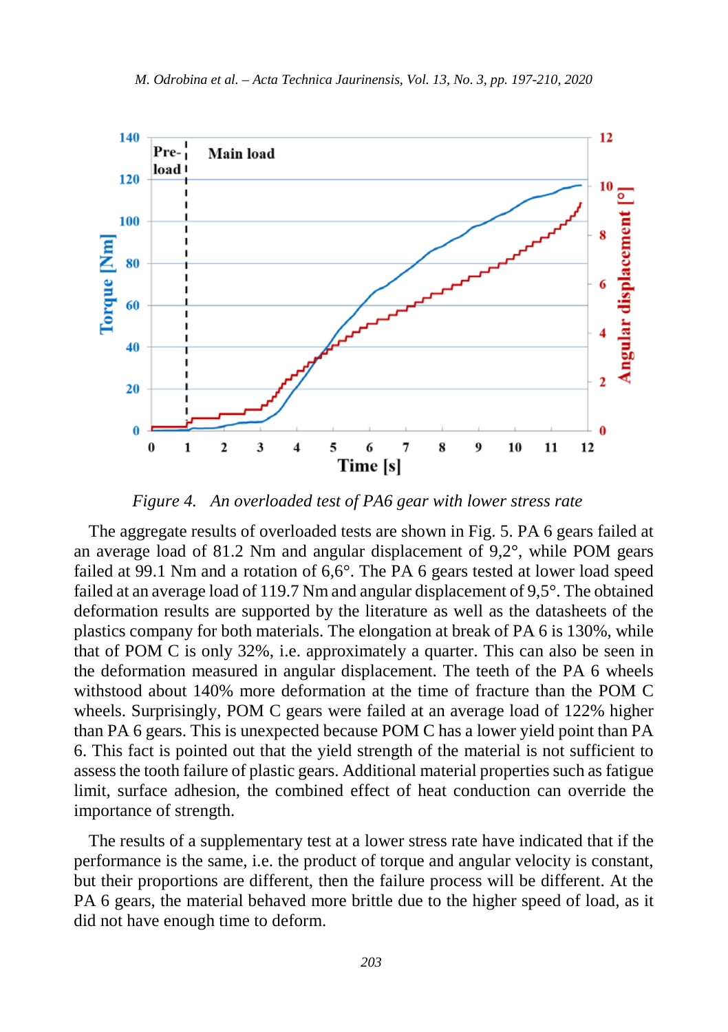*Figure 4. An overloaded test of PA6 gear with lower stress rate*

The aggregate results of overloaded tests are shown in Fig. 5. PA 6 gears failed at an average load of 81.2 Nm and angular displacement of 9,2°, while POM gears failed at 99.1 Nm and a rotation of 6,6°. The PA 6 gears tested at lower load speed failed at an average load of 119.7 Nm and angular displacement of 9,5°. The obtained deformation results are supported by the literature as well as the datasheets of the plastics company for both materials. The elongation at break of PA 6 is 130%, while that of POM C is only 32%, i.e. approximately a quarter. This can also be seen in the deformation measured in angular displacement. The teeth of the PA 6 wheels withstood about 140% more deformation at the time of fracture than the POM C wheels. Surprisingly, POM C gears were failed at an average load of 122% higher than PA 6 gears. This is unexpected because POM C has a lower yield point than PA 6. This fact is pointed out that the yield strength of the material is not sufficient to assess the tooth failure of plastic gears. Additional material properties such as fatigue limit, surface adhesion, the combined effect of heat conduction can override the importance of strength.

The results of a supplementary test at a lower stress rate have indicated that if the performance is the same, i.e. the product of torque and angular velocity is constant, but their proportions are different, then the failure process will be different. At the PA 6 gears, the material behaved more brittle due to the higher speed of load, as it did not have enough time to deform.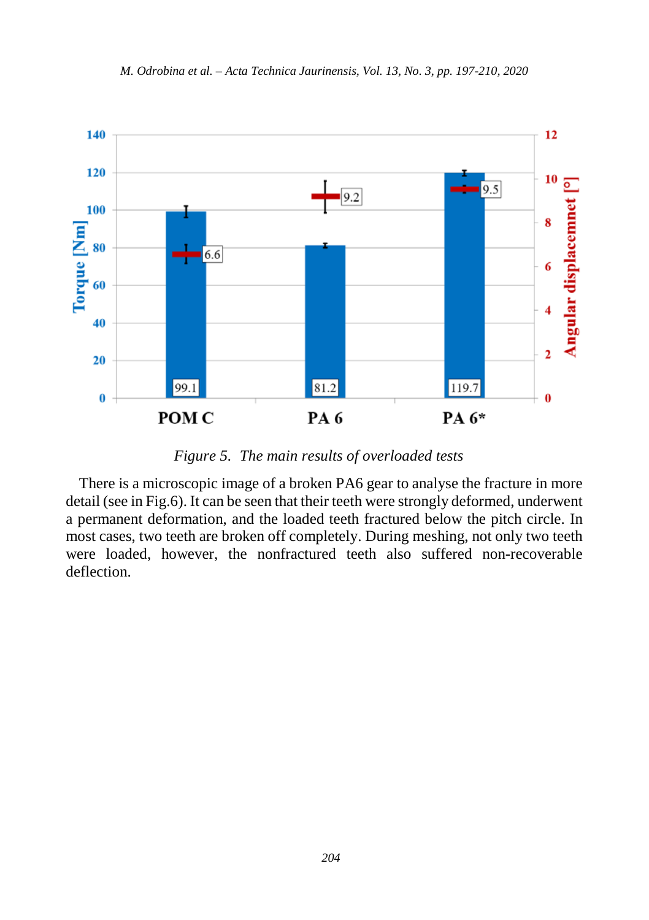*Figure 5. The main results of overloaded tests*

There is a microscopic image of a broken PA6 gear to analyse the fracture in more detail (see in Fig.6). It can be seen that their teeth were strongly deformed, underwent a permanent deformation, and the loaded teeth fractured below the pitch circle. In most cases, two teeth are broken off completely. During meshing, not only two teeth were loaded, however, the nonfractured teeth also suffered non-recoverable deflection.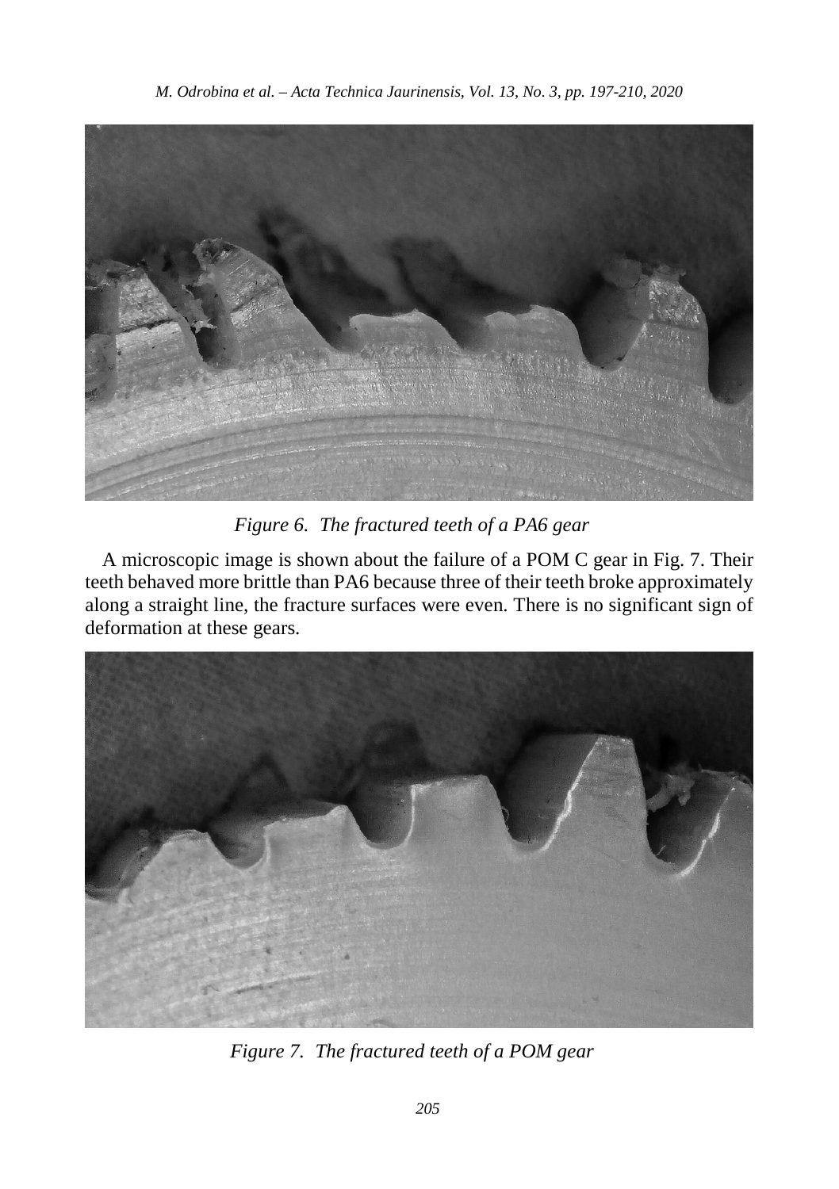*Figure 6. The fractured teeth of a PA6 gear*

A microscopic image is shown about the failure of a POM C gear in Fig. 7. Their teeth behaved more brittle than PA6 because three of their teeth broke approximately along a straight line, the fracture surfaces were even. There is no significant sign of deformation at these gears.

*Figure 7. The fractured teeth of a POM gear*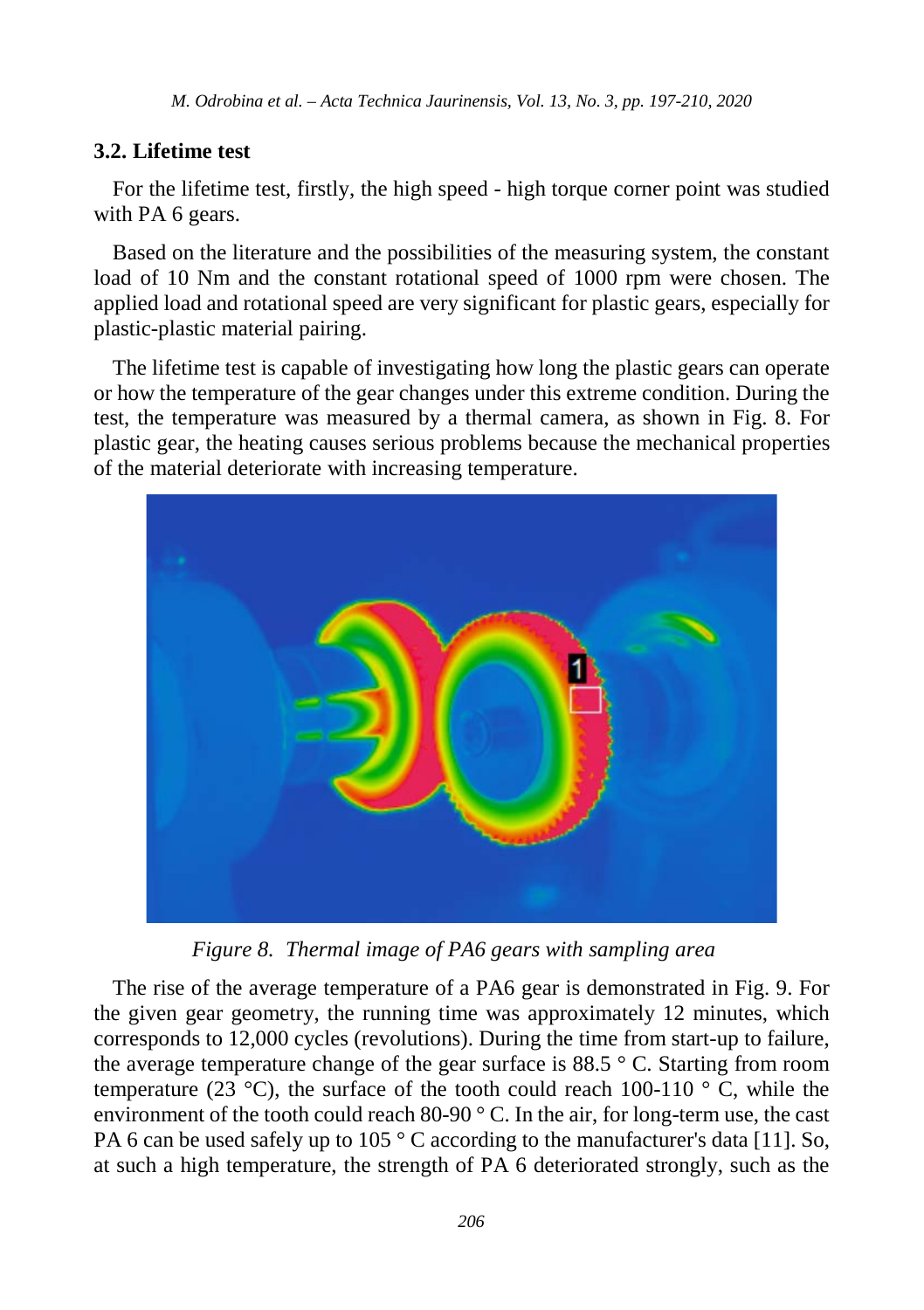### 3.2. Lifetime test

For the lifetime test, firstly, the high speed - high torque corner point was studied with PA 6 gears.

Based on the literature and the possibilities of the measuring system, the constant load of 10 Nm and the constant rotational speed of 1000 rpm were chosen. The applied load and rotational speed are very significant for plastic gears, especially for plastic-plastic material pairing.

The lifetime test is capable of investigating how long the plastic gears can operate or how the temperature of the gear changes under this extreme condition. During the test, the temperature was measured by a thermal camera, as shown in Fig. 8. For plastic gear, the heating causes serious problems because the mechanical properties of the material deteriorate with increasing temperature.

*Figure 8. Thermal image of PA6 gears with sampling area*

The rise of the average temperature of a PA6 gear is demonstrated in Fig. 9. For the given gear geometry, the running time was approximately 12 minutes, which corresponds to 12,000 cycles (revolutions). During the time from start-up to failure, the average temperature change of the gear surface is 88.5 ° C. Starting from room temperature (23 °C), the surface of the tooth could reach 100-110 ° C, while the environment of the tooth could reach 80-90 ° C. In the air, for long-term use, the cast PA 6 can be used safely up to 105 ° C according to the manufacturer's data [11]. So, at such a high temperature, the strength of PA 6 deteriorated strongly, such as the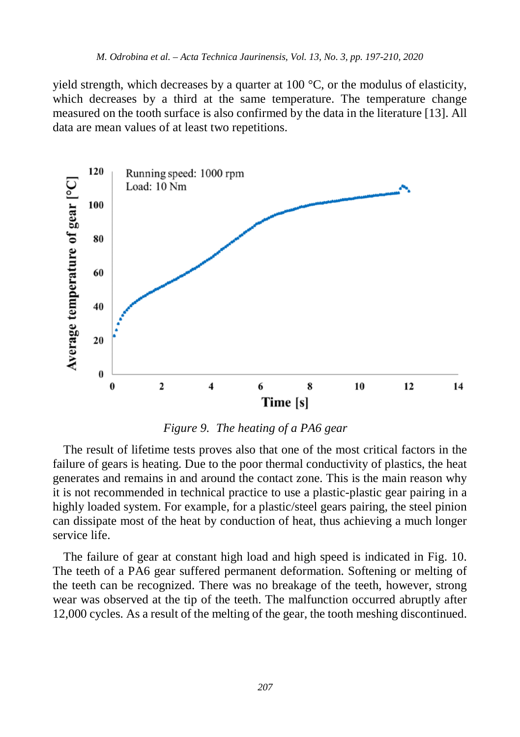yield strength, which decreases by a quarter at 100 °C, or the modulus of elasticity, which decreases by a third at the same temperature. The temperature change measured on the tooth surface is also confirmed by the data in the literature [13]. All data are mean values of at least two repetitions.

*Figure 9. The heating of a PA6 gear*

The result of lifetime tests proves also that one of the most critical factors in the failure of gears is heating. Due to the poor thermal conductivity of plastics, the heat generates and remains in and around the contact zone. This is the main reason why it is not recommended in technical practice to use a plastic-plastic gear pairing in a highly loaded system. For example, for a plastic/steel gears pairing, the steel pinion can dissipate most of the heat by conduction of heat, thus achieving a much longer service life.

The failure of gear at constant high load and high speed is indicated in Fig. 10. The teeth of a PA6 gear suffered permanent deformation. Softening or melting of the teeth can be recognized. There was no breakage of the teeth, however, strong wear was observed at the tip of the teeth. The malfunction occurred abruptly after 12,000 cycles. As a result of the melting of the gear, the tooth meshing discontinued.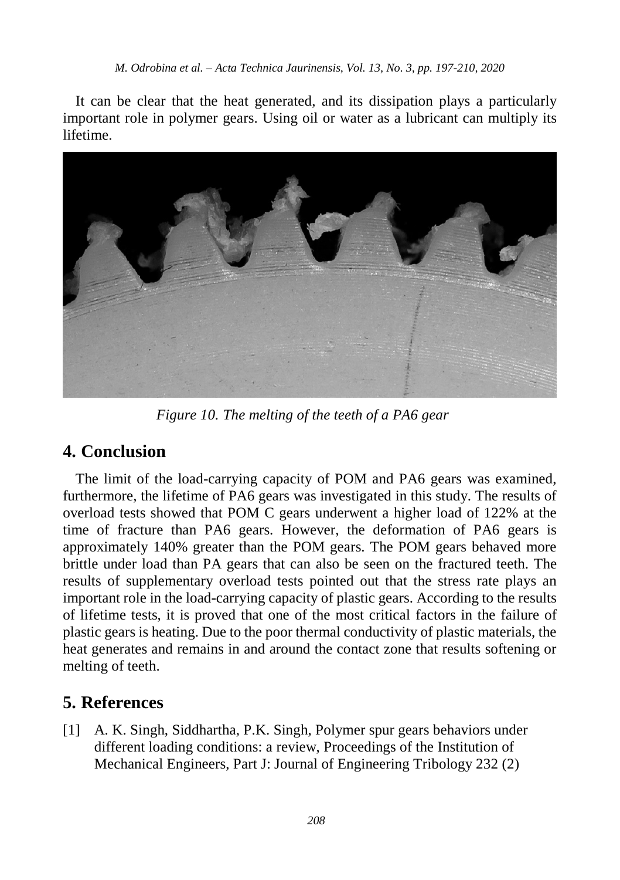It can be clear that the heat generated, and its dissipation plays a particularly important role in polymer gears. Using oil or water as a lubricant can multiply its lifetime.

*Figure 10. The melting of the teeth of a PA6 gear*

## 4. Conclusion

The limit of the load-carrying capacity of POM and PA6 gears was examined, furthermore, the lifetime of PA6 gears was investigated in this study. The results of overload tests showed that POM C gears underwent a higher load of 122% at the time of fracture than PA6 gears. However, the deformation of PA6 gears is approximately 140% greater than the POM gears. The POM gears behaved more brittle under load than PA gears that can also be seen on the fractured teeth. The results of supplementary overload tests pointed out that the stress rate plays an important role in the load-carrying capacity of plastic gears. According to the results of lifetime tests, it is proved that one of the most critical factors in the failure of plastic gears is heating. Due to the poor thermal conductivity of plastic materials, the heat generates and remains in and around the contact zone that results softening or melting of teeth.

## 5. References

[1] A. K. Singh, Siddhartha, P.K. Singh, Polymer spur gears behaviors under different loading conditions: a review, Proceedings of the Institution of Mechanical Engineers, Part J: Journal of Engineering Tribology 232 (2)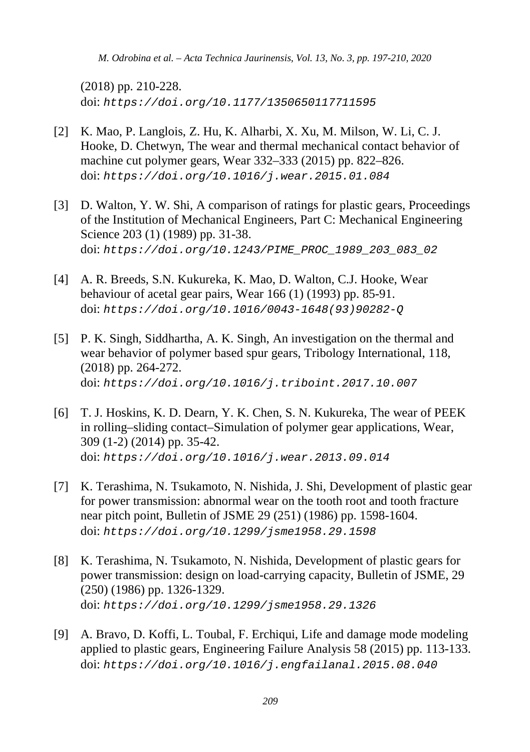(2018) pp. 210-228.
doi: https://doi.org/10.1177/1350650117711595

[2] K. Mao, P. Langlois, Z. Hu, K. Alharbi, X. Xu, M. Milson, W. Li, C. J. Hooke, D. Chetwyn, The wear and thermal mechanical contact behavior of machine cut polymer gears, Wear 332–333 (2015) pp. 822–826.
doi: https://doi.org/10.1016/j.wear.2015.01.084

[3] D. Walton, Y. W. Shi, A comparison of ratings for plastic gears, Proceedings of the Institution of Mechanical Engineers, Part C: Mechanical Engineering Science 203 (1) (1989) pp. 31-38.
doi: https://doi.org/10.1243/PIME_PROC_1989_203_083_02

[4] A. R. Breeds, S.N. Kukureka, K. Mao, D. Walton, C.J. Hooke, Wear behaviour of acetal gear pairs, Wear 166 (1) (1993) pp. 85-91.
doi: https://doi.org/10.1016/0043-1648(93)90282-Q

[5] P. K. Singh, Siddhartha, A. K. Singh, An investigation on the thermal and wear behavior of polymer based spur gears, Tribology International, 118, (2018) pp. 264-272.
doi: https://doi.org/10.1016/j.triboint.2017.10.007

[6] T. J. Hoskins, K. D. Dearn, Y. K. Chen, S. N. Kukureka, The wear of PEEK in rolling–sliding contact–Simulation of polymer gear applications, Wear, 309 (1-2) (2014) pp. 35-42.
doi: https://doi.org/10.1016/j.wear.2013.09.014

[7] K. Terashima, N. Tsukamoto, N. Nishida, J. Shi, Development of plastic gear for power transmission: abnormal wear on the tooth root and tooth fracture near pitch point, Bulletin of JSME 29 (251) (1986) pp. 1598-1604.
doi: https://doi.org/10.1299/jsme1958.29.1598

[8] K. Terashima, N. Tsukamoto, N. Nishida, Development of plastic gears for power transmission: design on load-carrying capacity, Bulletin of JSME, 29 (250) (1986) pp. 1326-1329.
doi: https://doi.org/10.1299/jsme1958.29.1326

[9] A. Bravo, D. Koffi, L. Toubal, F. Erchiqui, Life and damage mode modeling applied to plastic gears, Engineering Failure Analysis 58 (2015) pp. 113-133.
doi: https://doi.org/10.1016/j.engfailanal.2015.08.040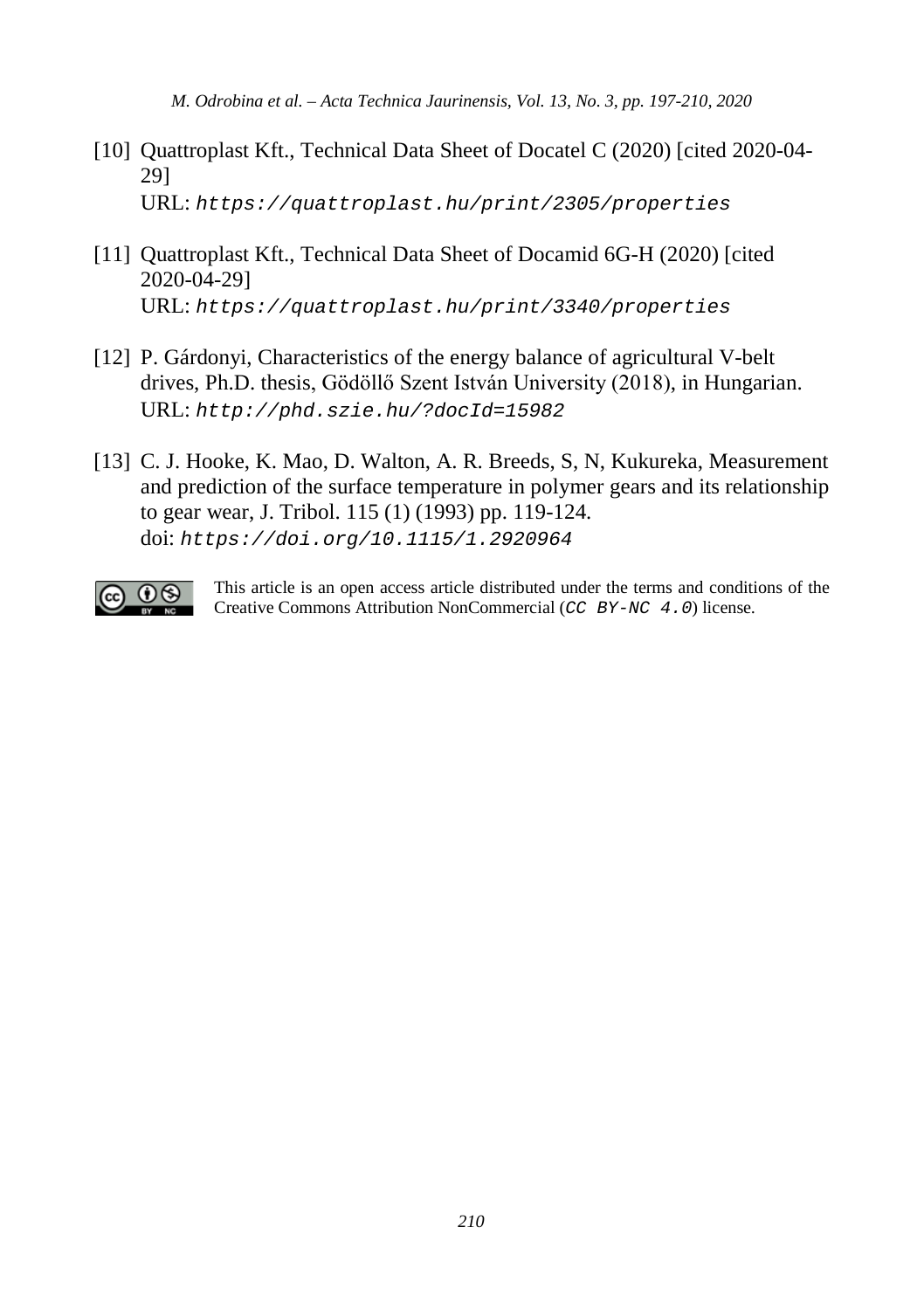[10] Quattroplast Kft., Technical Data Sheet of Docatel C (2020) [cited 2020-04-29]
URL: `https://quattroplast.hu/print/2305/properties`

[11] Quattroplast Kft., Technical Data Sheet of Docamid 6G-H (2020) [cited 2020-04-29]
URL: `https://quattroplast.hu/print/3340/properties`

[12] P. Gárdonyi, Characteristics of the energy balance of agricultural V-belt drives, Ph.D. thesis, Gödöllő Szent István University (2018), in Hungarian.
URL: `http://phd.szie.hu/?docId=15982`

[13] C. J. Hooke, K. Mao, D. Walton, A. R. Breeds, S, N, Kukureka, Measurement and prediction of the surface temperature in polymer gears and its relationship to gear wear, J. Tribol. 115 (1) (1993) pp. 119-124.
doi: `https://doi.org/10.1115/1.2920964`

This article is an open access article distributed under the terms and conditions of the Creative Commons Attribution NonCommercial (*CC BY-NC 4.0*) license.